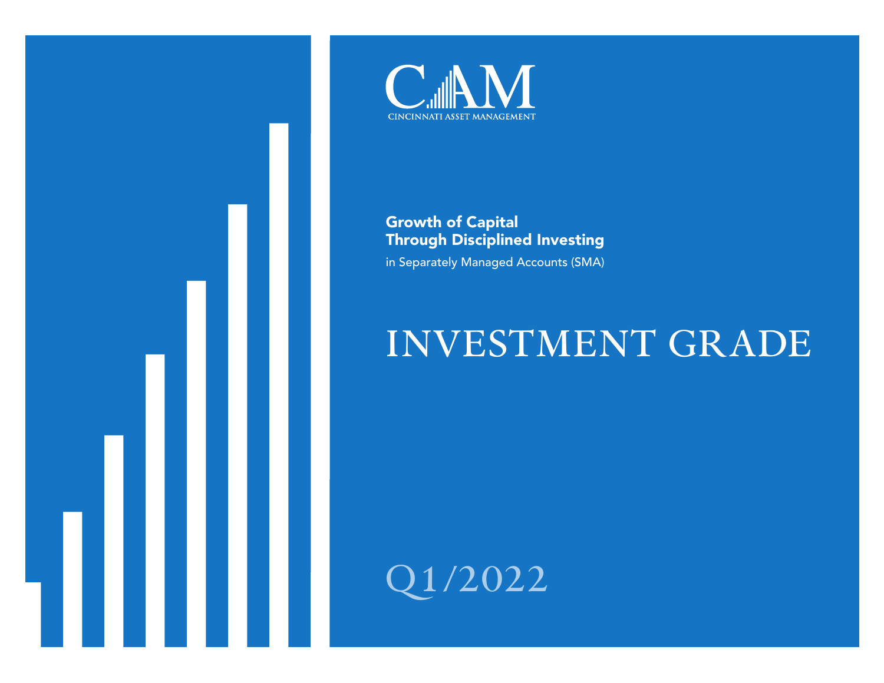CAM

CINCINNATI ASSET MANAGEMENT

**Growth of Capital**
**Through Disciplined Investing**

in Separately Managed Accounts (SMA)

# INVESTMENT GRADE

Q1/2022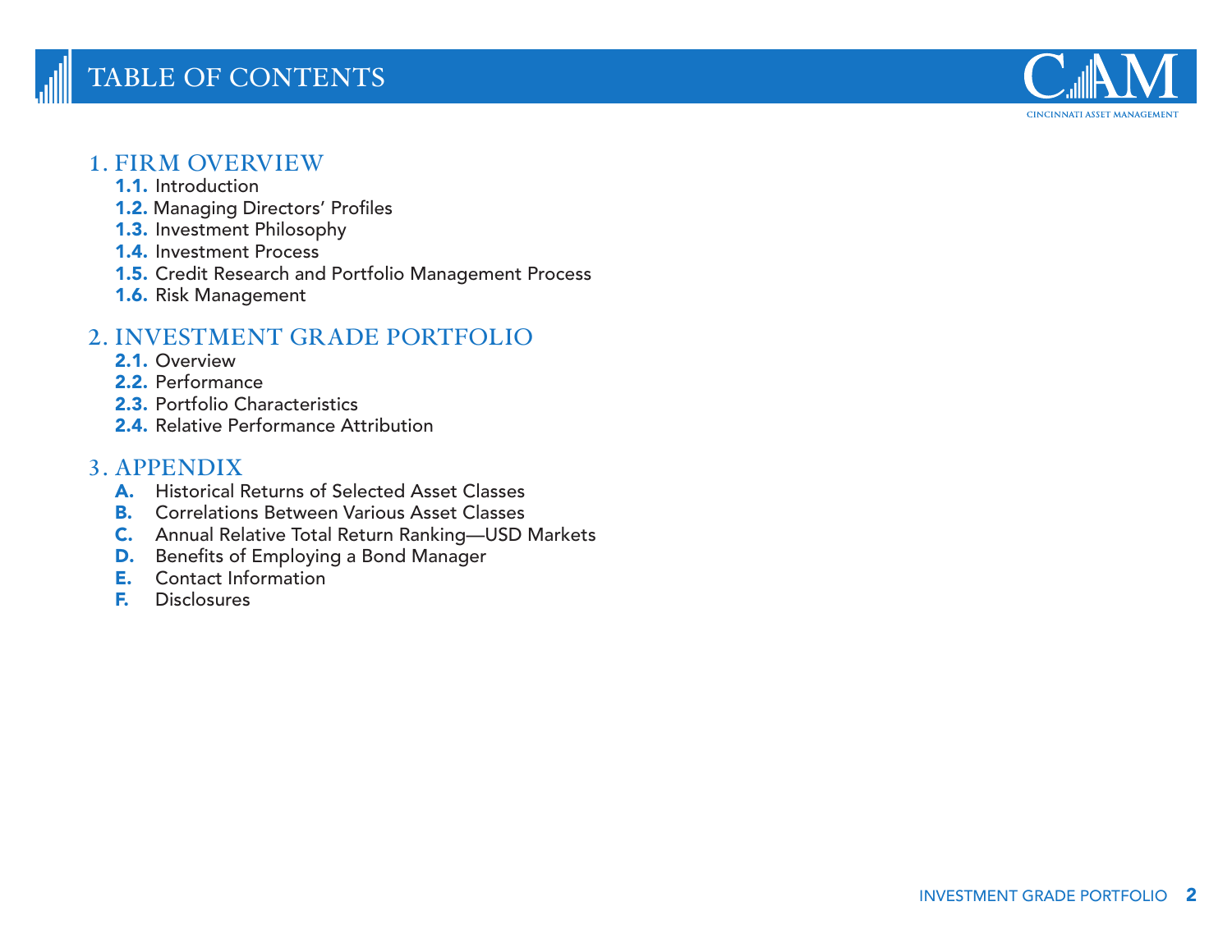# TABLE OF CONTENTS

## 1. FIRM OVERVIEW

- **1.1.** Introduction
- **1.2.** Managing Directors' Profiles
- **1.3.** Investment Philosophy
- **1.4.** Investment Process
- **1.5.** Credit Research and Portfolio Management Process
- **1.6.** Risk Management

## 2. INVESTMENT GRADE PORTFOLIO

- **2.1.** Overview
- **2.2.** Performance
- **2.3.** Portfolio Characteristics
- **2.4.** Relative Performance Attribution

## 3. APPENDIX

- **A.** Historical Returns of Selected Asset Classes
- **B.** Correlations Between Various Asset Classes
- **C.** Annual Relative Total Return Ranking—USD Markets
- **D.** Benefits of Employing a Bond Manager
- **E.** Contact Information
- **F.** Disclosures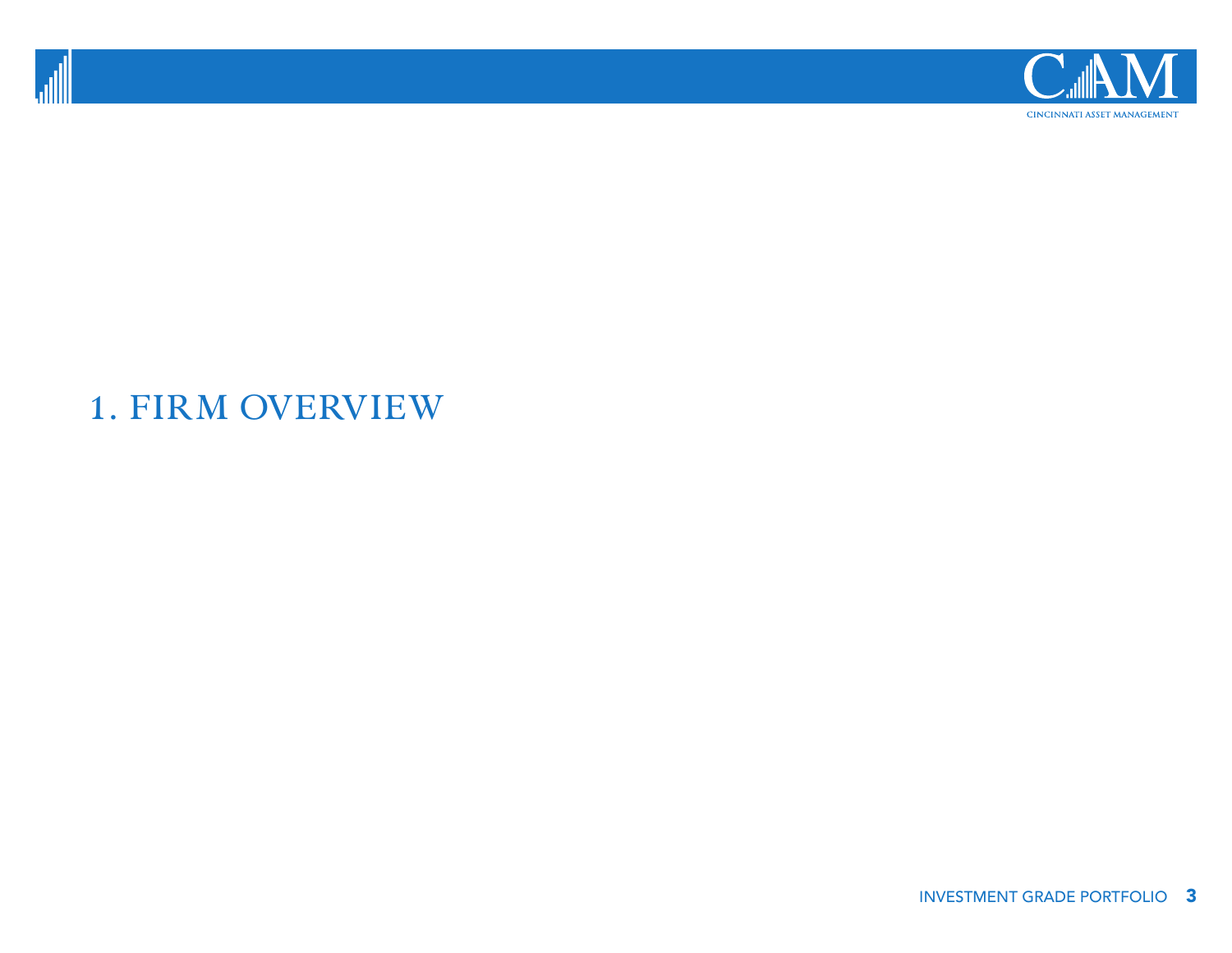# 1. FIRM OVERVIEW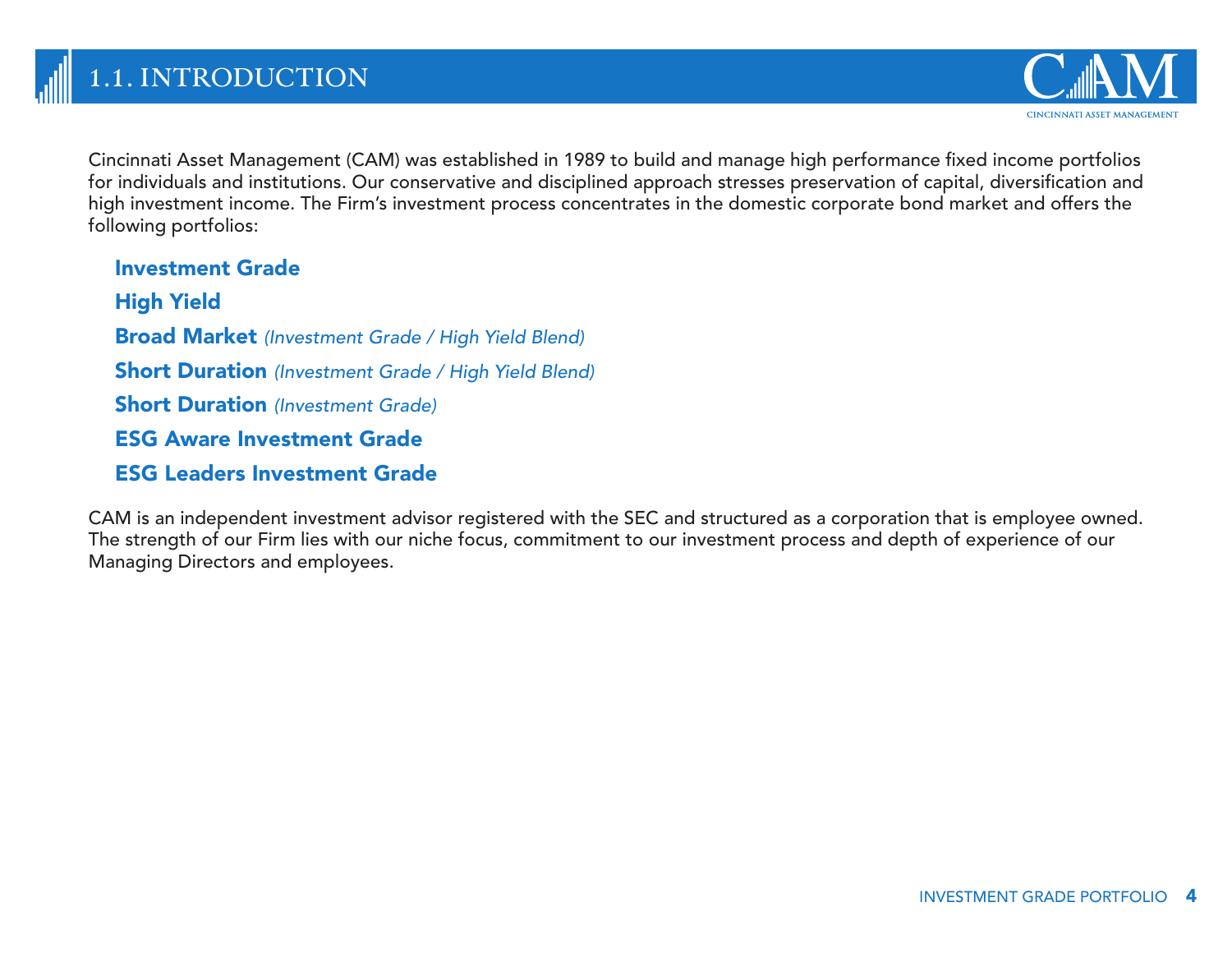# 1.1. INTRODUCTION

Cincinnati Asset Management (CAM) was established in 1989 to build and manage high performance fixed income portfolios for individuals and institutions. Our conservative and disciplined approach stresses preservation of capital, diversification and high investment income. The Firm's investment process concentrates in the domestic corporate bond market and offers the following portfolios:

- **Investment Grade**
- **High Yield**
- **Broad Market** *(Investment Grade / High Yield Blend)*
- **Short Duration** *(Investment Grade / High Yield Blend)*
- **Short Duration** *(Investment Grade)*
- **ESG Aware Investment Grade**
- **ESG Leaders Investment Grade**

CAM is an independent investment advisor registered with the SEC and structured as a corporation that is employee owned. The strength of our Firm lies with our niche focus, commitment to our investment process and depth of experience of our Managing Directors and employees.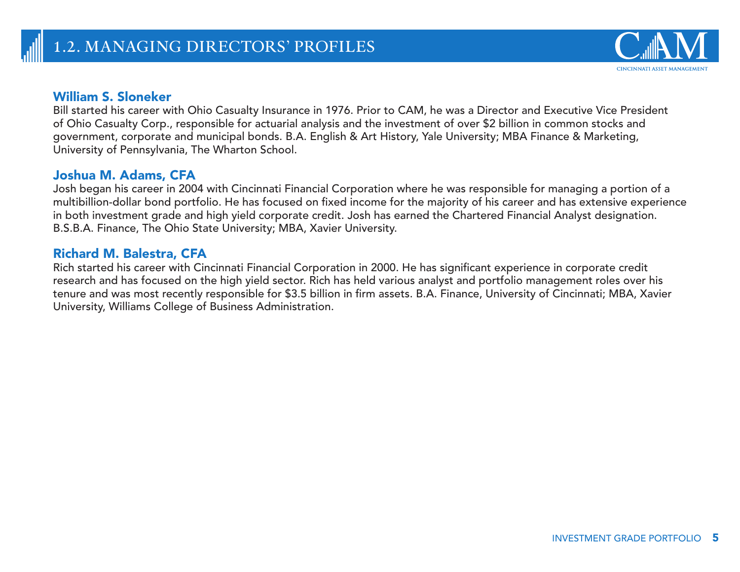# 1.2. MANAGING DIRECTORS' PROFILES

### William S. Sloneker

Bill started his career with Ohio Casualty Insurance in 1976. Prior to CAM, he was a Director and Executive Vice President of Ohio Casualty Corp., responsible for actuarial analysis and the investment of over $2 billion in common stocks and government, corporate and municipal bonds. B.A. English & Art History, Yale University; MBA Finance & Marketing, University of Pennsylvania, The Wharton School.

### Joshua M. Adams, CFA

Josh began his career in 2004 with Cincinnati Financial Corporation where he was responsible for managing a portion of a multibillion-dollar bond portfolio. He has focused on fixed income for the majority of his career and has extensive experience in both investment grade and high yield corporate credit. Josh has earned the Chartered Financial Analyst designation. B.S.B.A. Finance, The Ohio State University; MBA, Xavier University.

### Richard M. Balestra, CFA

Rich started his career with Cincinnati Financial Corporation in 2000. He has significant experience in corporate credit research and has focused on the high yield sector. Rich has held various analyst and portfolio management roles over his tenure and was most recently responsible for $3.5 billion in firm assets. B.A. Finance, University of Cincinnati; MBA, Xavier University, Williams College of Business Administration.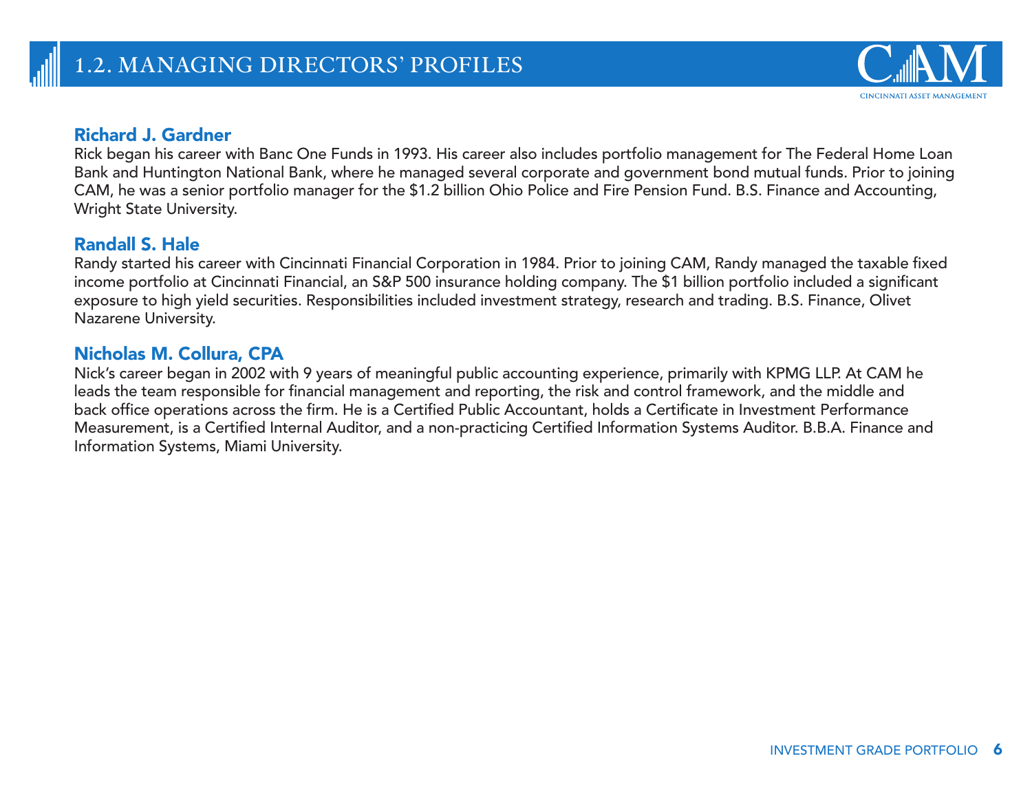## 1.2. MANAGING DIRECTORS' PROFILES

### Richard J. Gardner

Rick began his career with Banc One Funds in 1993. His career also includes portfolio management for The Federal Home Loan Bank and Huntington National Bank, where he managed several corporate and government bond mutual funds. Prior to joining CAM, he was a senior portfolio manager for the $1.2 billion Ohio Police and Fire Pension Fund. B.S. Finance and Accounting, Wright State University.

### Randall S. Hale

Randy started his career with Cincinnati Financial Corporation in 1984. Prior to joining CAM, Randy managed the taxable fixed income portfolio at Cincinnati Financial, an S&P 500 insurance holding company. The $1 billion portfolio included a significant exposure to high yield securities. Responsibilities included investment strategy, research and trading. B.S. Finance, Olivet Nazarene University.

### Nicholas M. Collura, CPA

Nick's career began in 2002 with 9 years of meaningful public accounting experience, primarily with KPMG LLP. At CAM he leads the team responsible for financial management and reporting, the risk and control framework, and the middle and back office operations across the firm. He is a Certified Public Accountant, holds a Certificate in Investment Performance Measurement, is a Certified Internal Auditor, and a non-practicing Certified Information Systems Auditor. B.B.A. Finance and Information Systems, Miami University.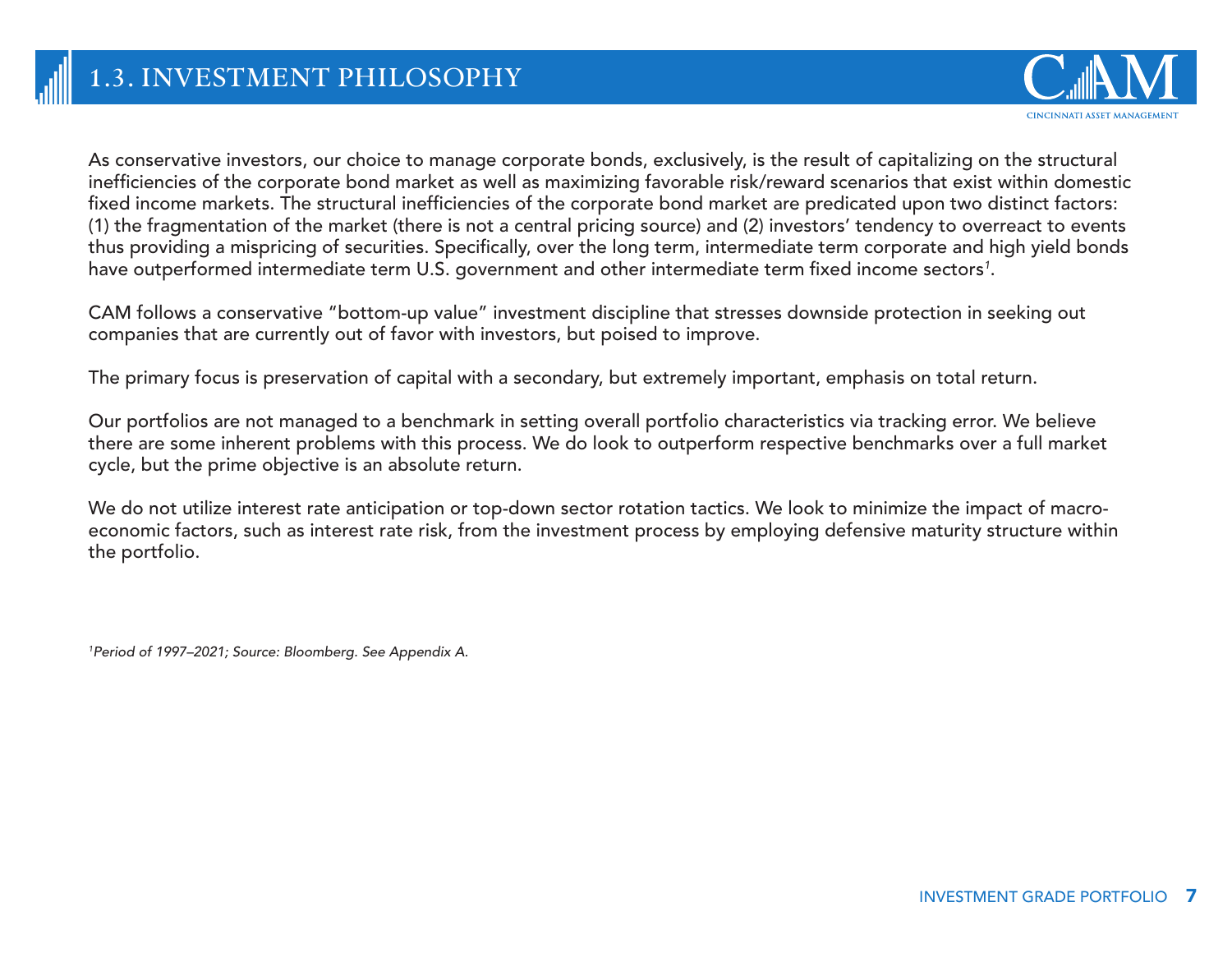# 1.3. INVESTMENT PHILOSOPHY

As conservative investors, our choice to manage corporate bonds, exclusively, is the result of capitalizing on the structural inefficiencies of the corporate bond market as well as maximizing favorable risk/reward scenarios that exist within domestic fixed income markets. The structural inefficiencies of the corporate bond market are predicated upon two distinct factors: (1) the fragmentation of the market (there is not a central pricing source) and (2) investors' tendency to overreact to events thus providing a mispricing of securities. Specifically, over the long term, intermediate term corporate and high yield bonds have outperformed intermediate term U.S. government and other intermediate term fixed income sectors[1].

CAM follows a conservative "bottom-up value" investment discipline that stresses downside protection in seeking out companies that are currently out of favor with investors, but poised to improve.

The primary focus is preservation of capital with a secondary, but extremely important, emphasis on total return.

Our portfolios are not managed to a benchmark in setting overall portfolio characteristics via tracking error. We believe there are some inherent problems with this process. We do look to outperform respective benchmarks over a full market cycle, but the prime objective is an absolute return.

We do not utilize interest rate anticipation or top-down sector rotation tactics. We look to minimize the impact of macro-economic factors, such as interest rate risk, from the investment process by employing defensive maturity structure within the portfolio.

*[1]Period of 1997–2021; Source: Bloomberg. See Appendix A.*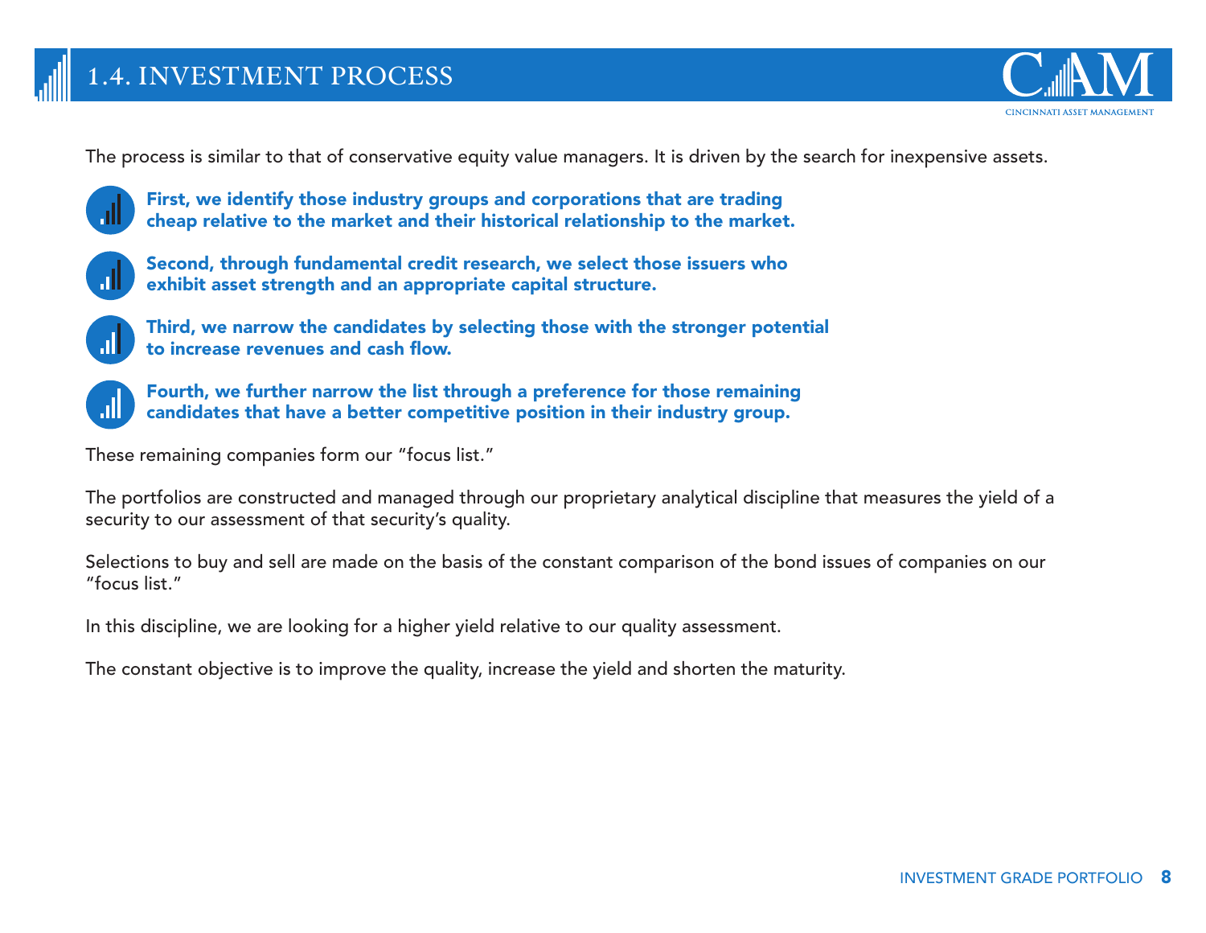# 1.4. INVESTMENT PROCESS

The process is similar to that of conservative equity value managers. It is driven by the search for inexpensive assets.

- **First, we identify those industry groups and corporations that are trading cheap relative to the market and their historical relationship to the market.**
- **Second, through fundamental credit research, we select those issuers who exhibit asset strength and an appropriate capital structure.**
- **Third, we narrow the candidates by selecting those with the stronger potential to increase revenues and cash flow.**
- **Fourth, we further narrow the list through a preference for those remaining candidates that have a better competitive position in their industry group.**

These remaining companies form our "focus list."

The portfolios are constructed and managed through our proprietary analytical discipline that measures the yield of a security to our assessment of that security's quality.

Selections to buy and sell are made on the basis of the constant comparison of the bond issues of companies on our "focus list."

In this discipline, we are looking for a higher yield relative to our quality assessment.

The constant objective is to improve the quality, increase the yield and shorten the maturity.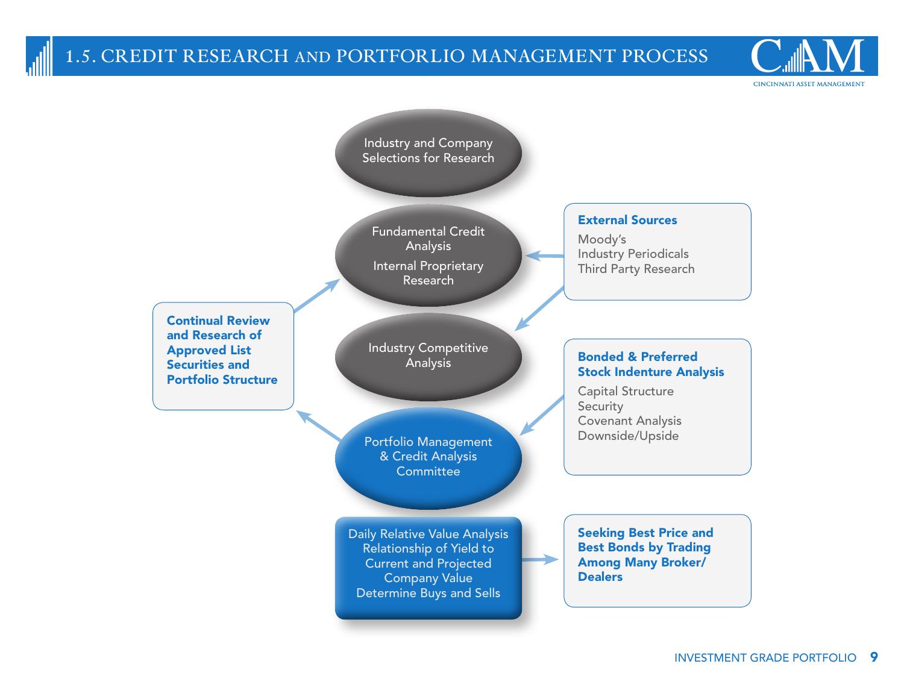# 1.5. CREDIT RESEARCH AND PORTFORLIO MANAGEMENT PROCESS

Industry and Company Selections for Research

Fundamental Credit Analysis

Internal Proprietary Research

**External Sources**

Moody's
Industry Periodicals
Third Party Research

Industry Competitive Analysis

**Continual Review and Research of Approved List Securities and Portfolio Structure**

**Bonded & Preferred Stock Indenture Analysis**

Capital Structure
Security
Covenant Analysis
Downside/Upside

Portfolio Management & Credit Analysis Committee

Daily Relative Value Analysis
Relationship of Yield to Current and Projected Company Value
Determine Buys and Sells

**Seeking Best Price and Best Bonds by Trading Among Many Broker/ Dealers**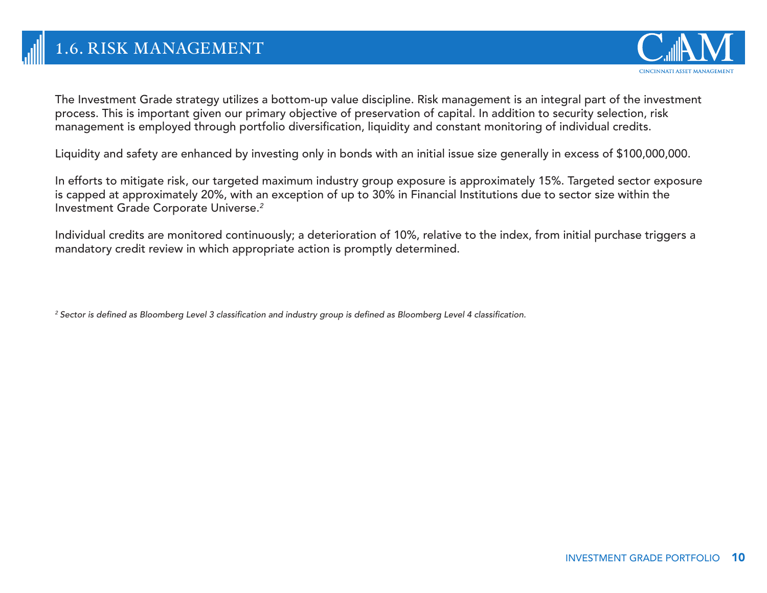# 1.6. RISK MANAGEMENT

The Investment Grade strategy utilizes a bottom-up value discipline. Risk management is an integral part of the investment process. This is important given our primary objective of preservation of capital. In addition to security selection, risk management is employed through portfolio diversification, liquidity and constant monitoring of individual credits.

Liquidity and safety are enhanced by investing only in bonds with an initial issue size generally in excess of $100,000,000.

In efforts to mitigate risk, our targeted maximum industry group exposure is approximately 15%. Targeted sector exposure is capped at approximately 20%, with an exception of up to 30% in Financial Institutions due to sector size within the Investment Grade Corporate Universe.[2]

Individual credits are monitored continuously; a deterioration of 10%, relative to the index, from initial purchase triggers a mandatory credit review in which appropriate action is promptly determined.

*[2] Sector is defined as Bloomberg Level 3 classification and industry group is defined as Bloomberg Level 4 classification.*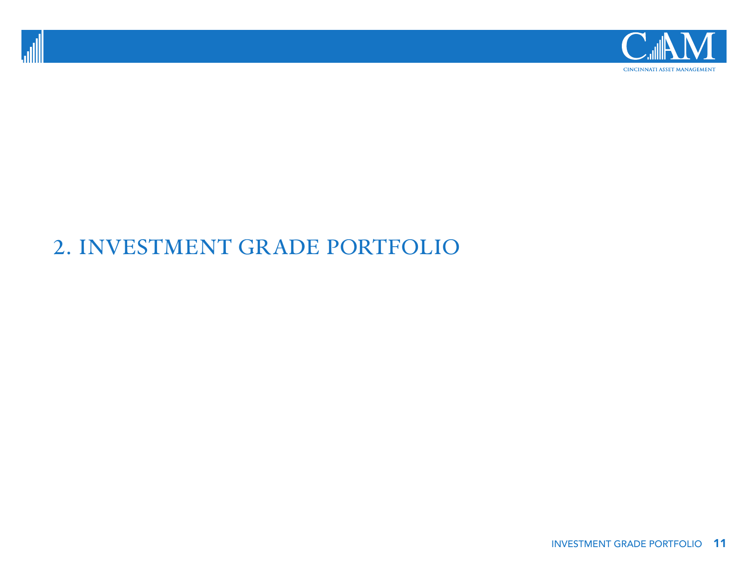# 2. INVESTMENT GRADE PORTFOLIO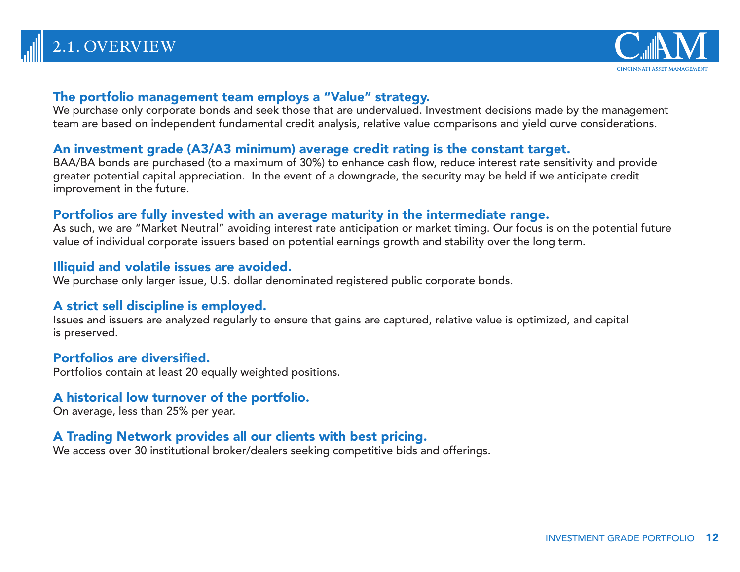# 2.1. OVERVIEW

### The portfolio management team employs a "Value" strategy.

We purchase only corporate bonds and seek those that are undervalued. Investment decisions made by the management team are based on independent fundamental credit analysis, relative value comparisons and yield curve considerations.

### An investment grade (A3/A3 minimum) average credit rating is the constant target.

BAA/BA bonds are purchased (to a maximum of 30%) to enhance cash flow, reduce interest rate sensitivity and provide greater potential capital appreciation. In the event of a downgrade, the security may be held if we anticipate credit improvement in the future.

### Portfolios are fully invested with an average maturity in the intermediate range.

As such, we are "Market Neutral" avoiding interest rate anticipation or market timing. Our focus is on the potential future value of individual corporate issuers based on potential earnings growth and stability over the long term.

### Illiquid and volatile issues are avoided.

We purchase only larger issue, U.S. dollar denominated registered public corporate bonds.

### A strict sell discipline is employed.

Issues and issuers are analyzed regularly to ensure that gains are captured, relative value is optimized, and capital is preserved.

### Portfolios are diversified.

Portfolios contain at least 20 equally weighted positions.

### A historical low turnover of the portfolio.

On average, less than 25% per year.

### A Trading Network provides all our clients with best pricing.

We access over 30 institutional broker/dealers seeking competitive bids and offerings.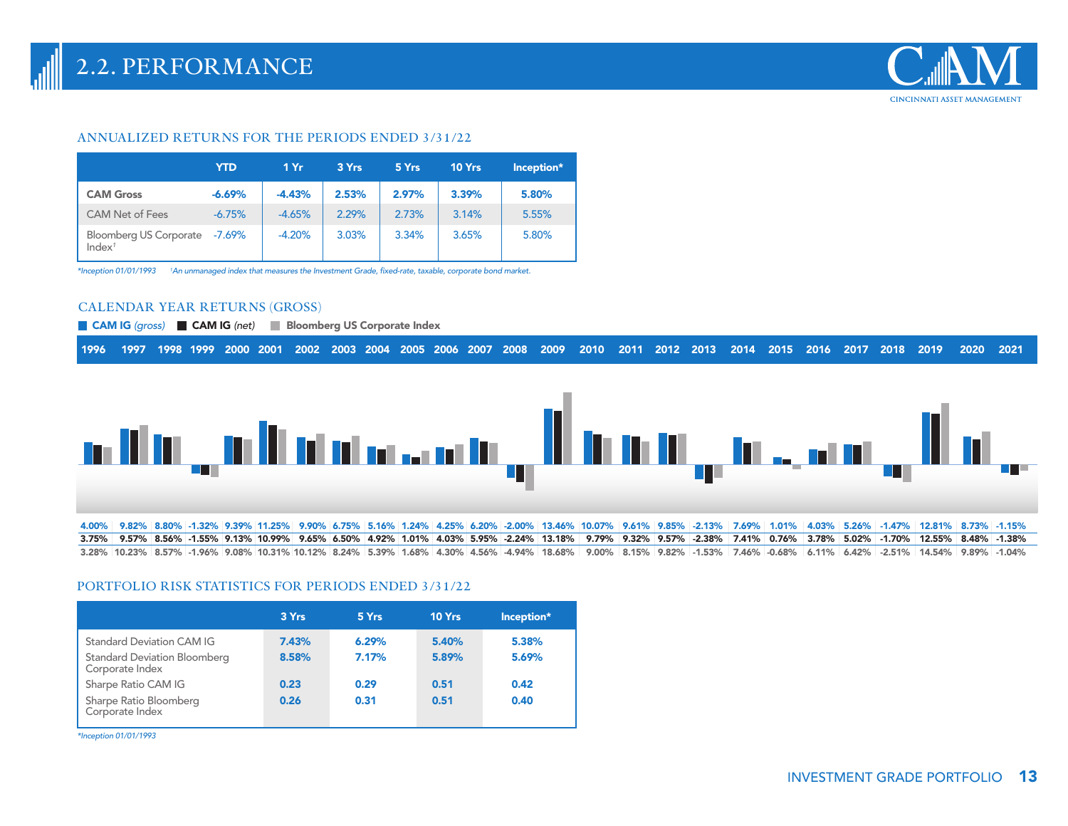# 2.2. PERFORMANCE

## ANNUALIZED RETURNS FOR THE PERIODS ENDED 3/31/22

| | YTD | 1 Yr | 3 Yrs | 5 Yrs | 10 Yrs | Inception* |
|---|---|---|---|---|---|---|
| **CAM Gross** | **-6.69%** | **-4.43%** | **2.53%** | **2.97%** | **3.39%** | **5.80%** |
| CAM Net of Fees | -6.75% | -4.65% | 2.29% | 2.73% | 3.14% | 5.55% |
| Bloomberg US Corporate Index[†] | -7.69% | -4.20% | 3.03% | 3.34% | 3.65% | 5.80% |

*\*Inception 01/01/1993    †An unmanaged index that measures the Investment Grade, fixed-rate, taxable, corporate bond market.*

## CALENDAR YEAR RETURNS (GROSS)

| | 1996 | 1997 | 1998 | 1999 | 2000 | 2001 | 2002 | 2003 | 2004 | 2005 | 2006 | 2007 | 2008 | 2009 | 2010 | 2011 | 2012 | 2013 | 2014 | 2015 | 2016 | 2017 | 2018 | 2019 | 2020 | 2021 |
|---|---|---|---|---|---|---|---|---|---|---|---|---|---|---|---|---|---|---|---|---|---|---|---|---|---|---|
| **CAM IG** *(gross)* | 4.00% | 9.82% | 8.80% | -1.32% | 9.39% | 11.25% | 9.90% | 6.75% | 5.16% | 1.24% | 4.25% | 6.20% | -2.00% | 13.46% | 10.07% | 9.61% | 9.85% | -2.13% | 7.69% | 1.01% | 4.03% | 5.26% | -1.47% | 12.81% | 8.73% | -1.15% |
| **CAM IG** *(net)* | 3.75% | 9.57% | 8.56% | -1.55% | 9.13% | 10.99% | 9.65% | 6.50% | 4.92% | 1.01% | 4.03% | 5.95% | -2.24% | 13.18% | 9.79% | 9.32% | 9.57% | -2.38% | 7.41% | 0.76% | 3.78% | 5.02% | -1.70% | 12.55% | 8.48% | -1.38% |
| **Bloomberg US Corporate Index** | 3.28% | 10.23% | 8.57% | -1.96% | 9.08% | 10.31% | 10.12% | 8.24% | 5.39% | 1.68% | 4.30% | 4.56% | -4.94% | 18.68% | 9.00% | 8.15% | 9.82% | -1.53% | 7.46% | -0.68% | 6.11% | 6.42% | -2.51% | 14.54% | 9.89% | -1.04% |

## PORTFOLIO RISK STATISTICS FOR PERIODS ENDED 3/31/22

| | 3 Yrs | 5 Yrs | 10 Yrs | Inception* |
|---|---|---|---|---|
| Standard Deviation CAM IG | **7.43%** | **6.29%** | **5.40%** | **5.38%** |
| Standard Deviation Bloomberg Corporate Index | **8.58%** | **7.17%** | **5.89%** | **5.69%** |
| Sharpe Ratio CAM IG | **0.23** | **0.29** | **0.51** | **0.42** |
| Sharpe Ratio Bloomberg Corporate Index | **0.26** | **0.31** | **0.51** | **0.40** |

*\*Inception 01/01/1993*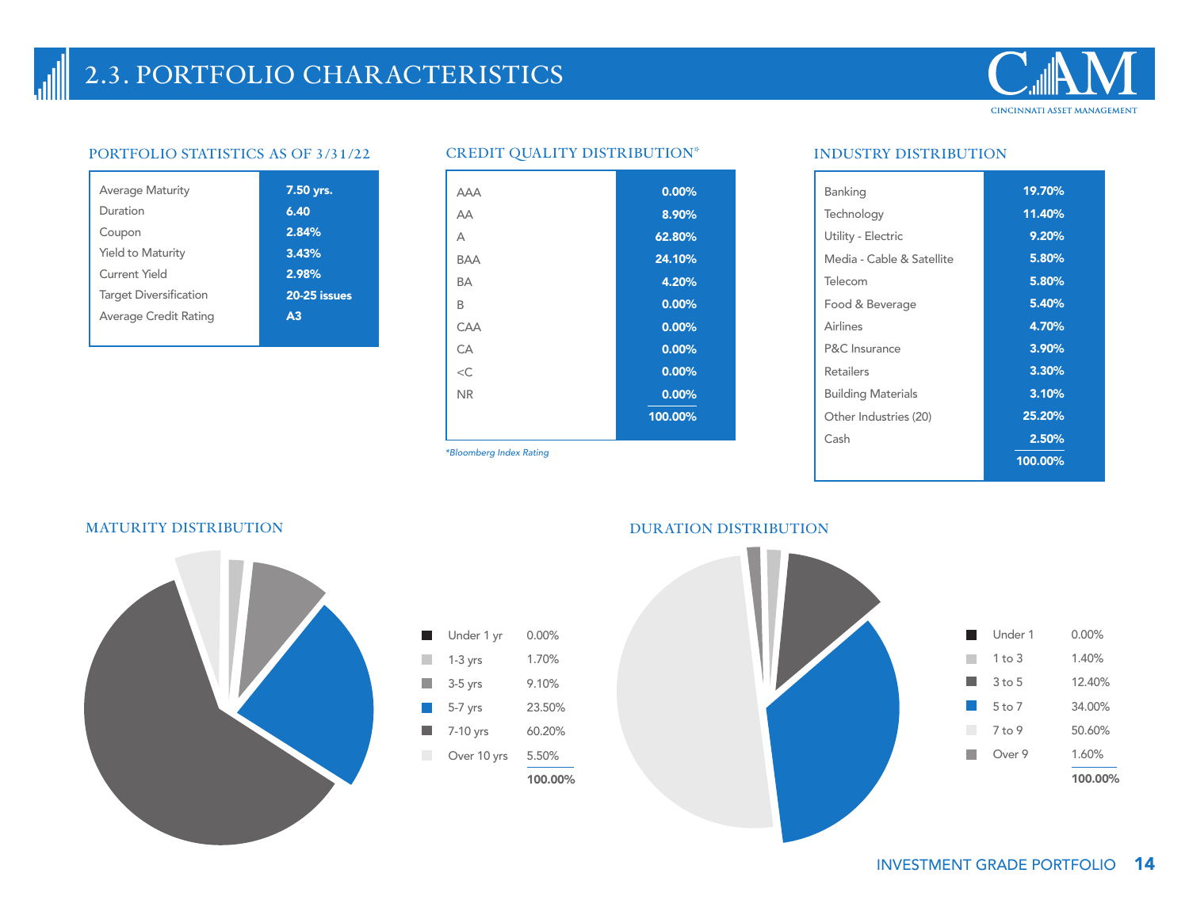## 2.3. PORTFOLIO CHARACTERISTICS

### PORTFOLIO STATISTICS AS OF 3/31/22

| | |
|---|---|
| Average Maturity | 7.50 yrs. |
| Duration | 6.40 |
| Coupon | 2.84% |
| Yield to Maturity | 3.43% |
| Current Yield | 2.98% |
| Target Diversification | 20-25 issues |
| Average Credit Rating | A3 |

### CREDIT QUALITY DISTRIBUTION*

| | |
|---|---|
| AAA | 0.00% |
| AA | 8.90% |
| A | 62.80% |
| BAA | 24.10% |
| BA | 4.20% |
| B | 0.00% |
| CAA | 0.00% |
| CA | 0.00% |
| <C | 0.00% |
| NR | 0.00% |
| | 100.00% |

*Bloomberg Index Rating*

### INDUSTRY DISTRIBUTION

| | |
|---|---|
| Banking | 19.70% |
| Technology | 11.40% |
| Utility - Electric | 9.20% |
| Media - Cable & Satellite | 5.80% |
| Telecom | 5.80% |
| Food & Beverage | 5.40% |
| Airlines | 4.70% |
| P&C Insurance | 3.90% |
| Retailers | 3.30% |
| Building Materials | 3.10% |
| Other Industries (20) | 25.20% |
| Cash | 2.50% |
| | 100.00% |

### MATURITY DISTRIBUTION

| | |
|---|---|
| Under 1 yr | 0.00% |
| 1-3 yrs | 1.70% |
| 3-5 yrs | 9.10% |
| 5-7 yrs | 23.50% |
| 7-10 yrs | 60.20% |
| Over 10 yrs | 5.50% |
| | 100.00% |

### DURATION DISTRIBUTION

| | |
|---|---|
| Under 1 | 0.00% |
| 1 to 3 | 1.40% |
| 3 to 5 | 12.40% |
| 5 to 7 | 34.00% |
| 7 to 9 | 50.60% |
| Over 9 | 1.60% |
| | 100.00% |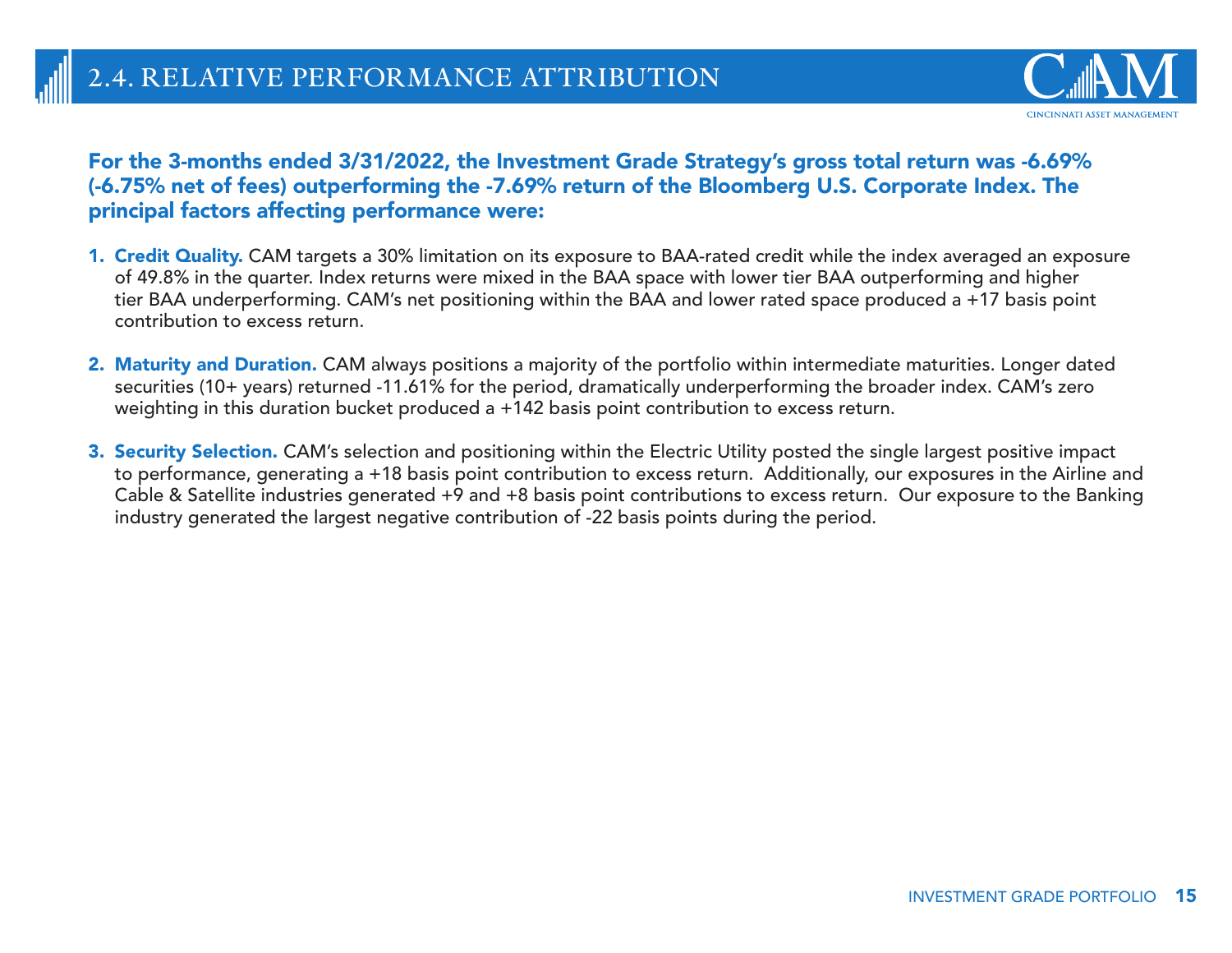## 2.4. RELATIVE PERFORMANCE ATTRIBUTION

**For the 3-months ended 3/31/2022, the Investment Grade Strategy's gross total return was -6.69% (-6.75% net of fees) outperforming the -7.69% return of the Bloomberg U.S. Corporate Index. The principal factors affecting performance were:**

1. **Credit Quality.** CAM targets a 30% limitation on its exposure to BAA-rated credit while the index averaged an exposure of 49.8% in the quarter. Index returns were mixed in the BAA space with lower tier BAA outperforming and higher tier BAA underperforming. CAM's net positioning within the BAA and lower rated space produced a +17 basis point contribution to excess return.

2. **Maturity and Duration.** CAM always positions a majority of the portfolio within intermediate maturities. Longer dated securities (10+ years) returned -11.61% for the period, dramatically underperforming the broader index. CAM's zero weighting in this duration bucket produced a +142 basis point contribution to excess return.

3. **Security Selection.** CAM's selection and positioning within the Electric Utility posted the single largest positive impact to performance, generating a +18 basis point contribution to excess return. Additionally, our exposures in the Airline and Cable & Satellite industries generated +9 and +8 basis point contributions to excess return. Our exposure to the Banking industry generated the largest negative contribution of -22 basis points during the period.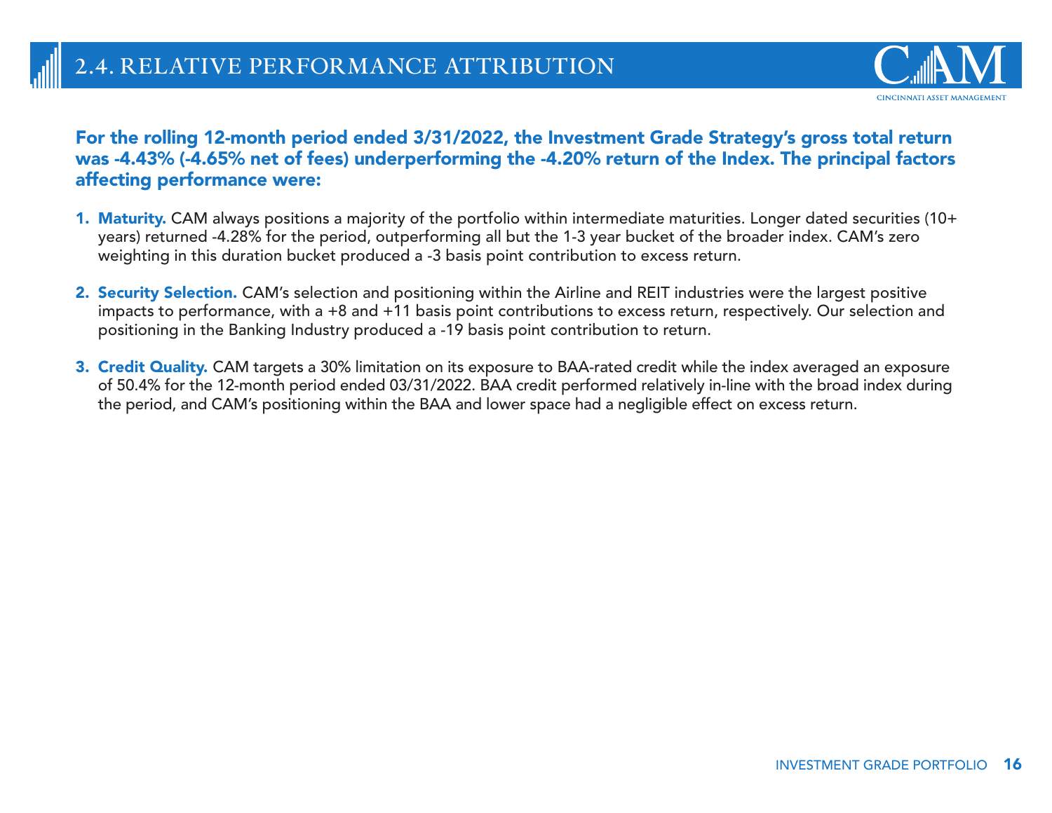# 2.4. RELATIVE PERFORMANCE ATTRIBUTION

**For the rolling 12-month period ended 3/31/2022, the Investment Grade Strategy's gross total return was -4.43% (-4.65% net of fees) underperforming the -4.20% return of the Index. The principal factors affecting performance were:**

1. **Maturity.** CAM always positions a majority of the portfolio within intermediate maturities. Longer dated securities (10+ years) returned -4.28% for the period, outperforming all but the 1-3 year bucket of the broader index. CAM's zero weighting in this duration bucket produced a -3 basis point contribution to excess return.

2. **Security Selection.** CAM's selection and positioning within the Airline and REIT industries were the largest positive impacts to performance, with a +8 and +11 basis point contributions to excess return, respectively. Our selection and positioning in the Banking Industry produced a -19 basis point contribution to return.

3. **Credit Quality.** CAM targets a 30% limitation on its exposure to BAA-rated credit while the index averaged an exposure of 50.4% for the 12-month period ended 03/31/2022. BAA credit performed relatively in-line with the broad index during the period, and CAM's positioning within the BAA and lower space had a negligible effect on excess return.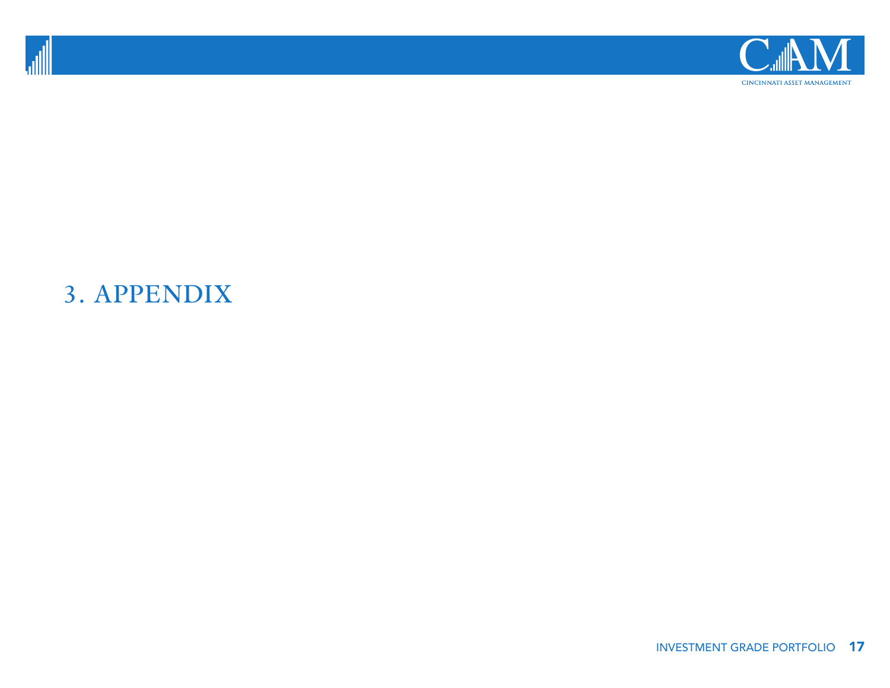# 3. APPENDIX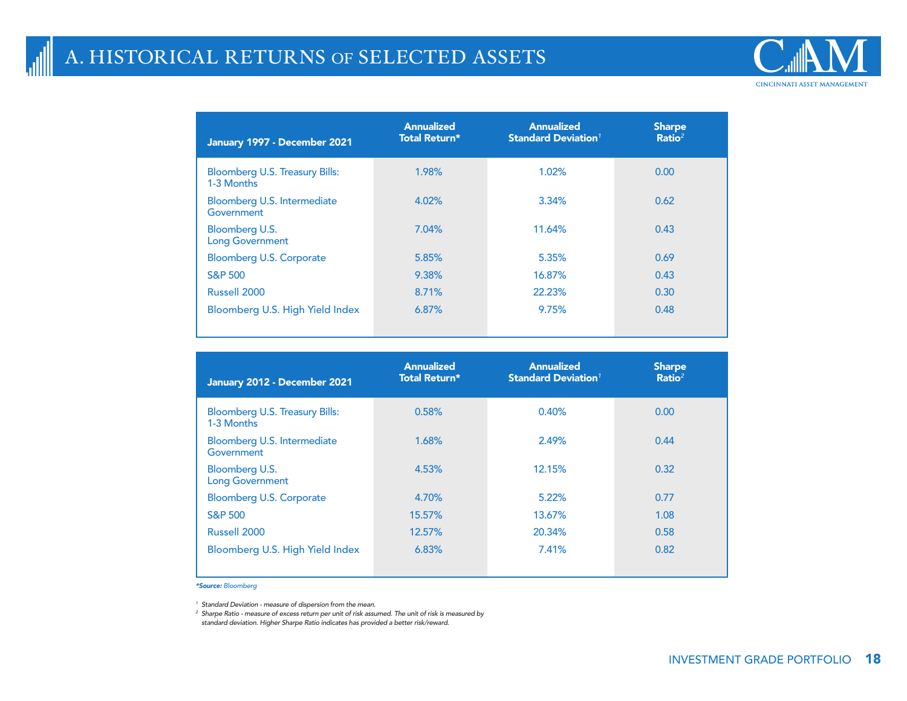# A. HISTORICAL RETURNS OF SELECTED ASSETS

| January 1997 - December 2021 | Annualized Total Return* | Annualized Standard Deviation[1] | Sharpe Ratio[2] |
|---|---|---|---|
| Bloomberg U.S. Treasury Bills: 1-3 Months | 1.98% | 1.02% | 0.00 |
| Bloomberg U.S. Intermediate Government | 4.02% | 3.34% | 0.62 |
| Bloomberg U.S. Long Government | 7.04% | 11.64% | 0.43 |
| Bloomberg U.S. Corporate | 5.85% | 5.35% | 0.69 |
| S&P 500 | 9.38% | 16.87% | 0.43 |
| Russell 2000 | 8.71% | 22.23% | 0.30 |
| Bloomberg U.S. High Yield Index | 6.87% | 9.75% | 0.48 |

| January 2012 - December 2021 | Annualized Total Return* | Annualized Standard Deviation[1] | Sharpe Ratio[2] |
|---|---|---|---|
| Bloomberg U.S. Treasury Bills: 1-3 Months | 0.58% | 0.40% | 0.00 |
| Bloomberg U.S. Intermediate Government | 1.68% | 2.49% | 0.44 |
| Bloomberg U.S. Long Government | 4.53% | 12.15% | 0.32 |
| Bloomberg U.S. Corporate | 4.70% | 5.22% | 0.77 |
| S&P 500 | 15.57% | 13.67% | 1.08 |
| Russell 2000 | 12.57% | 20.34% | 0.58 |
| Bloomberg U.S. High Yield Index | 6.83% | 7.41% | 0.82 |

***Source:** *Bloomberg*

*[1] Standard Deviation - measure of dispersion from the mean.*

*[2] Sharpe Ratio - measure of excess return per unit of risk assumed. The unit of risk is measured by standard deviation. Higher Sharpe Ratio indicates has provided a better risk/reward.*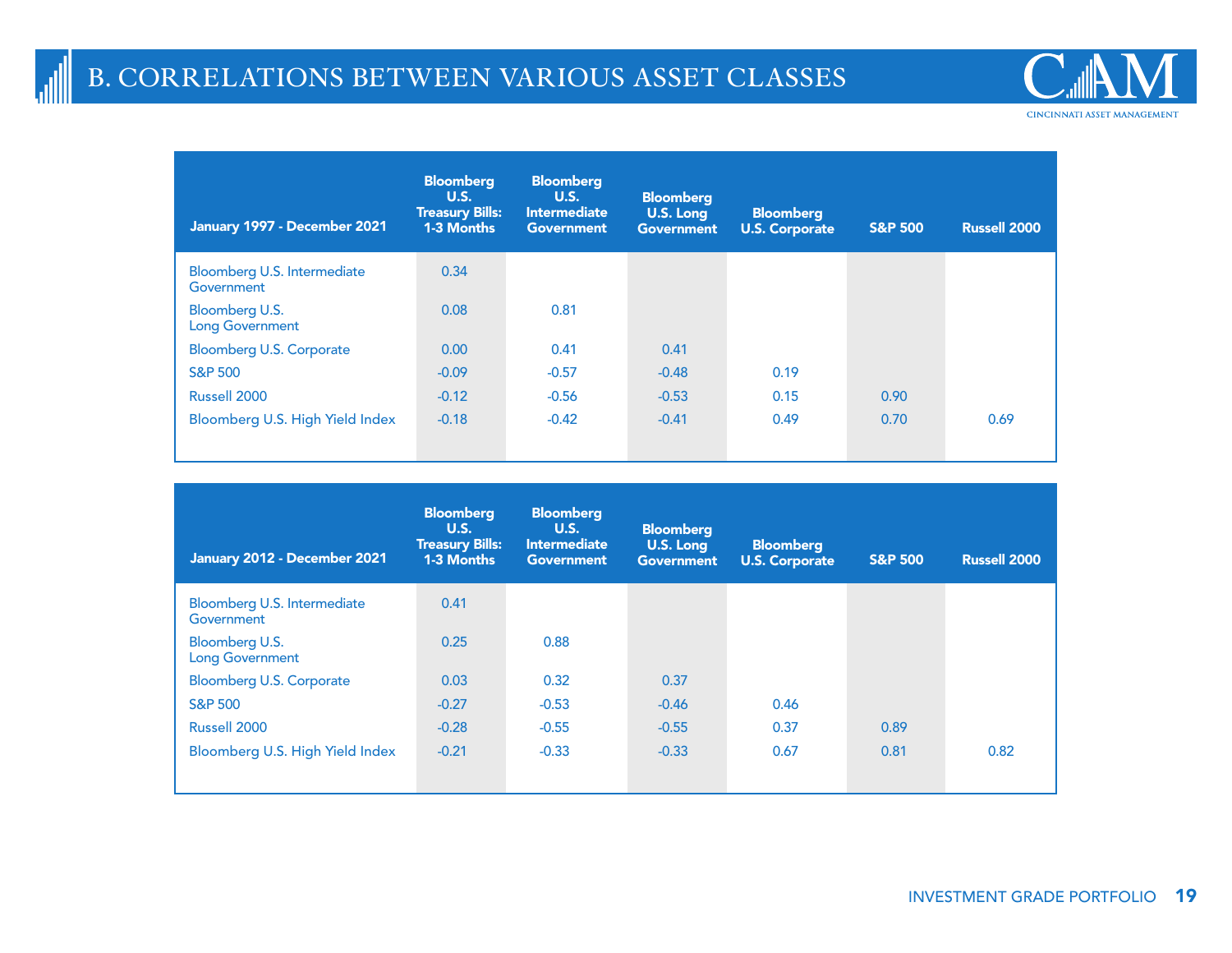# B. CORRELATIONS BETWEEN VARIOUS ASSET CLASSES

| January 1997 - December 2021 | Bloomberg U.S. Treasury Bills: 1-3 Months | Bloomberg U.S. Intermediate Government | Bloomberg U.S. Long Government | Bloomberg U.S. Corporate | S&P 500 | Russell 2000 |
|---|---|---|---|---|---|---|
| Bloomberg U.S. Intermediate Government | 0.34 | | | | | |
| Bloomberg U.S. Long Government | 0.08 | 0.81 | | | | |
| Bloomberg U.S. Corporate | 0.00 | 0.41 | 0.41 | | | |
| S&P 500 | -0.09 | -0.57 | -0.48 | 0.19 | | |
| Russell 2000 | -0.12 | -0.56 | -0.53 | 0.15 | 0.90 | |
| Bloomberg U.S. High Yield Index | -0.18 | -0.42 | -0.41 | 0.49 | 0.70 | 0.69 |

| January 2012 - December 2021 | Bloomberg U.S. Treasury Bills: 1-3 Months | Bloomberg U.S. Intermediate Government | Bloomberg U.S. Long Government | Bloomberg U.S. Corporate | S&P 500 | Russell 2000 |
|---|---|---|---|---|---|---|
| Bloomberg U.S. Intermediate Government | 0.41 | | | | | |
| Bloomberg U.S. Long Government | 0.25 | 0.88 | | | | |
| Bloomberg U.S. Corporate | 0.03 | 0.32 | 0.37 | | | |
| S&P 500 | -0.27 | -0.53 | -0.46 | 0.46 | | |
| Russell 2000 | -0.28 | -0.55 | -0.55 | 0.37 | 0.89 | |
| Bloomberg U.S. High Yield Index | -0.21 | -0.33 | -0.33 | 0.67 | 0.81 | 0.82 |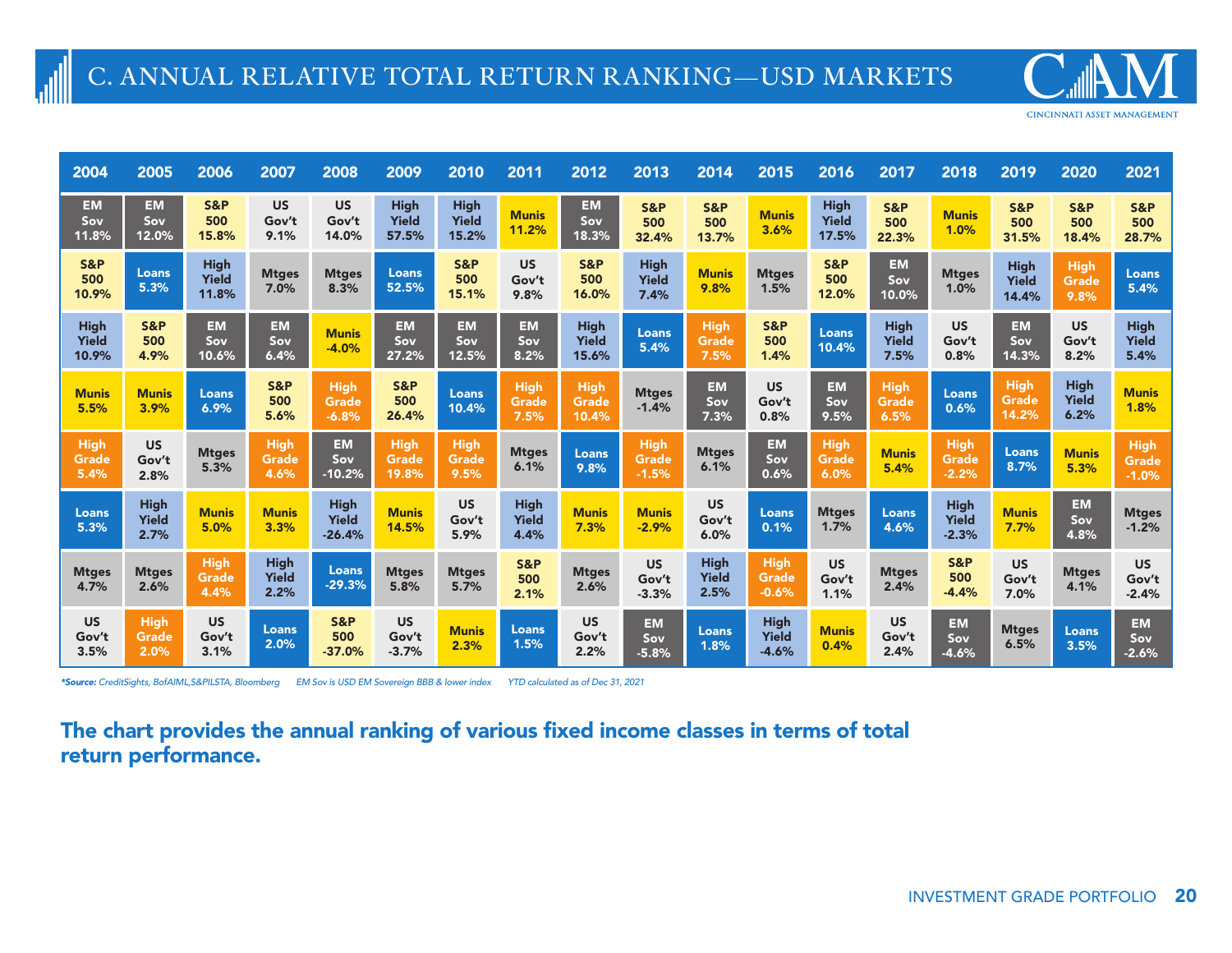## C. ANNUAL RELATIVE TOTAL RETURN RANKING—USD MARKETS

| 2004 | 2005 | 2006 | 2007 | 2008 | 2009 | 2010 | 2011 | 2012 | 2013 | 2014 | 2015 | 2016 | 2017 | 2018 | 2019 | 2020 | 2021 |
|---|---|---|---|---|---|---|---|---|---|---|---|---|---|---|---|---|---|
| EM Sov 11.8% | EM Sov 12.0% | S&P 500 15.8% | US Gov't 9.1% | US Gov't 14.0% | High Yield 57.5% | High Yield 15.2% | Munis 11.2% | EM Sov 18.3% | S&P 500 32.4% | S&P 500 13.7% | Munis 3.6% | High Yield 17.5% | S&P 500 22.3% | Munis 1.0% | S&P 500 31.5% | S&P 500 18.4% | S&P 500 28.7% |
| S&P 500 10.9% | Loans 5.3% | High Yield 11.8% | Mtges 7.0% | Mtges 8.3% | Loans 52.5% | S&P 500 15.1% | US Gov't 9.8% | S&P 500 16.0% | High Yield 7.4% | Munis 9.8% | Mtges 1.5% | S&P 500 12.0% | EM Sov 10.0% | Mtges 1.0% | High Yield 14.4% | High Grade 9.8% | Loans 5.4% |
| High Yield 10.9% | S&P 500 4.9% | EM Sov 10.6% | EM Sov 6.4% | Munis -4.0% | EM Sov 27.2% | EM Sov 12.5% | EM Sov 8.2% | High Yield 15.6% | Loans 5.4% | High Grade 7.5% | S&P 500 1.4% | Loans 10.4% | High Yield 7.5% | US Gov't 0.8% | EM Sov 14.3% | US Gov't 8.2% | High Yield 5.4% |
| Munis 5.5% | Munis 3.9% | Loans 6.9% | S&P 500 5.6% | High Grade -6.8% | S&P 500 26.4% | Loans 10.4% | High Grade 7.5% | High Grade 10.4% | Mtges -1.4% | EM Sov 7.3% | US Gov't 0.8% | EM Sov 9.5% | High Grade 6.5% | Loans 0.6% | High Grade 14.2% | High Yield 6.2% | Munis 1.8% |
| High Grade 5.4% | US Gov't 2.8% | Mtges 5.3% | High Grade 4.6% | EM Sov -10.2% | High Grade 19.8% | High Grade 9.5% | Mtges 6.1% | Loans 9.8% | High Grade -1.5% | Mtges 6.1% | EM Sov 0.6% | High Grade 6.0% | Munis 5.4% | High Grade -2.2% | Loans 8.7% | Munis 5.3% | High Grade -1.0% |
| Loans 5.3% | High Yield 2.7% | Munis 5.0% | Munis 3.3% | High Yield -26.4% | Munis 14.5% | US Gov't 5.9% | High Yield 4.4% | Munis 7.3% | Munis -2.9% | US Gov't 6.0% | Loans 0.1% | Mtges 1.7% | Loans 4.6% | High Yield -2.3% | Munis 7.7% | EM Sov 4.8% | Mtges -1.2% |
| Mtges 4.7% | Mtges 2.6% | High Grade 4.4% | High Yield 2.2% | Loans -29.3% | Mtges 5.8% | Mtges 5.7% | S&P 500 2.1% | Mtges 2.6% | US Gov't -3.3% | High Yield 2.5% | High Grade -0.6% | US Gov't 1.1% | Mtges 2.4% | S&P 500 -4.4% | US Gov't 7.0% | Mtges 4.1% | US Gov't -2.4% |
| US Gov't 3.5% | High Grade 2.0% | US Gov't 3.1% | Loans 2.0% | S&P 500 -37.0% | US Gov't -3.7% | Munis 2.3% | Loans 1.5% | US Gov't 2.2% | EM Sov -5.8% | Loans 1.8% | High Yield -4.6% | Munis 0.4% | US Gov't 2.4% | EM Sov -4.6% | Mtges 6.5% | Loans 3.5% | EM Sov -2.6% |

*\*Source: CreditSights, BofAIML,S&PILSTA, Bloomberg     EM Sov is USD EM Sovereign BBB & lower index     YTD calculated as of Dec 31, 2021*

**The chart provides the annual ranking of various fixed income classes in terms of total return performance.**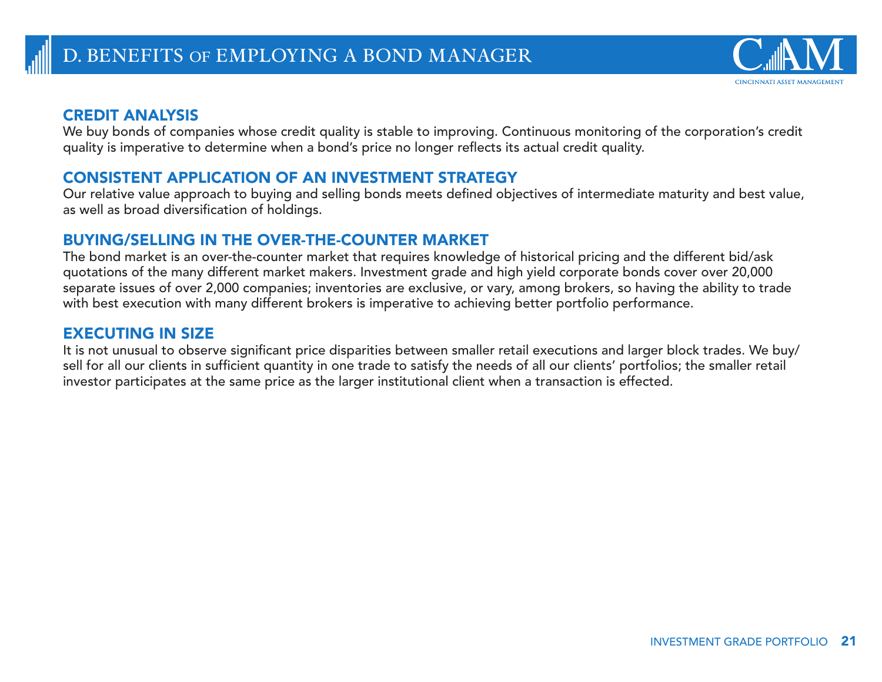# D. BENEFITS OF EMPLOYING A BOND MANAGER

## CREDIT ANALYSIS

We buy bonds of companies whose credit quality is stable to improving. Continuous monitoring of the corporation's credit quality is imperative to determine when a bond's price no longer reflects its actual credit quality.

## CONSISTENT APPLICATION OF AN INVESTMENT STRATEGY

Our relative value approach to buying and selling bonds meets defined objectives of intermediate maturity and best value, as well as broad diversification of holdings.

## BUYING/SELLING IN THE OVER-THE-COUNTER MARKET

The bond market is an over-the-counter market that requires knowledge of historical pricing and the different bid/ask quotations of the many different market makers. Investment grade and high yield corporate bonds cover over 20,000 separate issues of over 2,000 companies; inventories are exclusive, or vary, among brokers, so having the ability to trade with best execution with many different brokers is imperative to achieving better portfolio performance.

## EXECUTING IN SIZE

It is not unusual to observe significant price disparities between smaller retail executions and larger block trades. We buy/sell for all our clients in sufficient quantity in one trade to satisfy the needs of all our clients' portfolios; the smaller retail investor participates at the same price as the larger institutional client when a transaction is effected.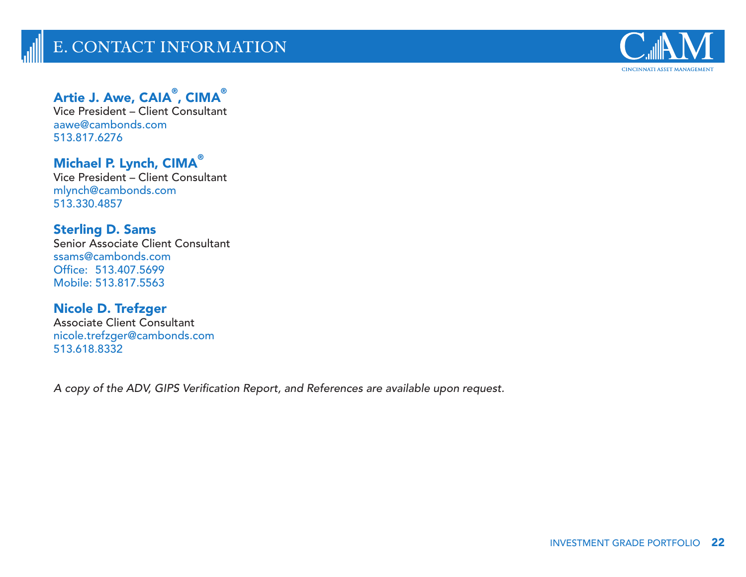# E. CONTACT INFORMATION

**Artie J. Awe, CAIA®, CIMA®**
Vice President – Client Consultant
aawe@cambonds.com
513.817.6276

**Michael P. Lynch, CIMA®**
Vice President – Client Consultant
mlynch@cambonds.com
513.330.4857

**Sterling D. Sams**
Senior Associate Client Consultant
ssams@cambonds.com
Office: 513.407.5699
Mobile: 513.817.5563

**Nicole D. Trefzger**
Associate Client Consultant
nicole.trefzger@cambonds.com
513.618.8332

*A copy of the ADV, GIPS Verification Report, and References are available upon request.*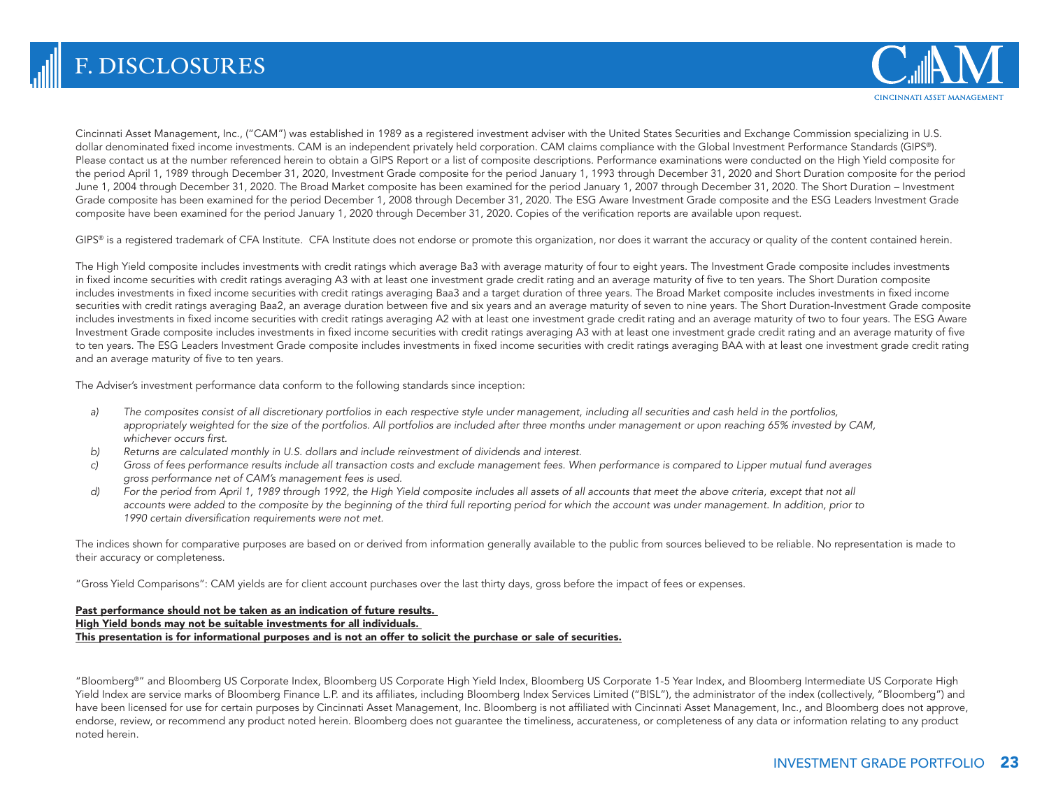# F. DISCLOSURES

Cincinnati Asset Management, Inc., ("CAM") was established in 1989 as a registered investment adviser with the United States Securities and Exchange Commission specializing in U.S. dollar denominated fixed income investments. CAM is an independent privately held corporation. CAM claims compliance with the Global Investment Performance Standards (GIPS®). Please contact us at the number referenced herein to obtain a GIPS Report or a list of composite descriptions. Performance examinations were conducted on the High Yield composite for the period April 1, 1989 through December 31, 2020, Investment Grade composite for the period January 1, 1993 through December 31, 2020 and Short Duration composite for the period June 1, 2004 through December 31, 2020. The Broad Market composite has been examined for the period January 1, 2007 through December 31, 2020. The Short Duration – Investment Grade composite has been examined for the period December 1, 2008 through December 31, 2020. The ESG Aware Investment Grade composite and the ESG Leaders Investment Grade composite have been examined for the period January 1, 2020 through December 31, 2020. Copies of the verification reports are available upon request.

GIPS® is a registered trademark of CFA Institute. CFA Institute does not endorse or promote this organization, nor does it warrant the accuracy or quality of the content contained herein.

The High Yield composite includes investments with credit ratings which average Ba3 with average maturity of four to eight years. The Investment Grade composite includes investments in fixed income securities with credit ratings averaging A3 with at least one investment grade credit rating and an average maturity of five to ten years. The Short Duration composite includes investments in fixed income securities with credit ratings averaging Baa3 and a target duration of three years. The Broad Market composite includes investments in fixed income securities with credit ratings averaging Baa2, an average duration between five and six years and an average maturity of seven to nine years. The Short Duration-Investment Grade composite includes investments in fixed income securities with credit ratings averaging A2 with at least one investment grade credit rating and an average maturity of two to four years. The ESG Aware Investment Grade composite includes investments in fixed income securities with credit ratings averaging A3 with at least one investment grade credit rating and an average maturity of five to ten years. The ESG Leaders Investment Grade composite includes investments in fixed income securities with credit ratings averaging BAA with at least one investment grade credit rating and an average maturity of five to ten years.

The Adviser's investment performance data conform to the following standards since inception:

a) *The composites consist of all discretionary portfolios in each respective style under management, including all securities and cash held in the portfolios, appropriately weighted for the size of the portfolios. All portfolios are included after three months under management or upon reaching 65% invested by CAM, whichever occurs first.*

b) *Returns are calculated monthly in U.S. dollars and include reinvestment of dividends and interest.*

c) *Gross of fees performance results include all transaction costs and exclude management fees. When performance is compared to Lipper mutual fund averages gross performance net of CAM's management fees is used.*

d) *For the period from April 1, 1989 through 1992, the High Yield composite includes all assets of all accounts that meet the above criteria, except that not all accounts were added to the composite by the beginning of the third full reporting period for which the account was under management. In addition, prior to 1990 certain diversification requirements were not met.*

The indices shown for comparative purposes are based on or derived from information generally available to the public from sources believed to be reliable. No representation is made to their accuracy or completeness.

"Gross Yield Comparisons": CAM yields are for client account purchases over the last thirty days, gross before the impact of fees or expenses.

**Past performance should not be taken as an indication of future results.**
**High Yield bonds may not be suitable investments for all individuals.**
**This presentation is for informational purposes and is not an offer to solicit the purchase or sale of securities.**

"Bloomberg®" and Bloomberg US Corporate Index, Bloomberg US Corporate High Yield Index, Bloomberg US Corporate 1-5 Year Index, and Bloomberg Intermediate US Corporate High Yield Index are service marks of Bloomberg Finance L.P. and its affiliates, including Bloomberg Index Services Limited ("BISL"), the administrator of the index (collectively, "Bloomberg") and have been licensed for use for certain purposes by Cincinnati Asset Management, Inc. Bloomberg is not affiliated with Cincinnati Asset Management, Inc., and Bloomberg does not approve, endorse, review, or recommend any product noted herein. Bloomberg does not guarantee the timeliness, accurateness, or completeness of any data or information relating to any product noted herein.